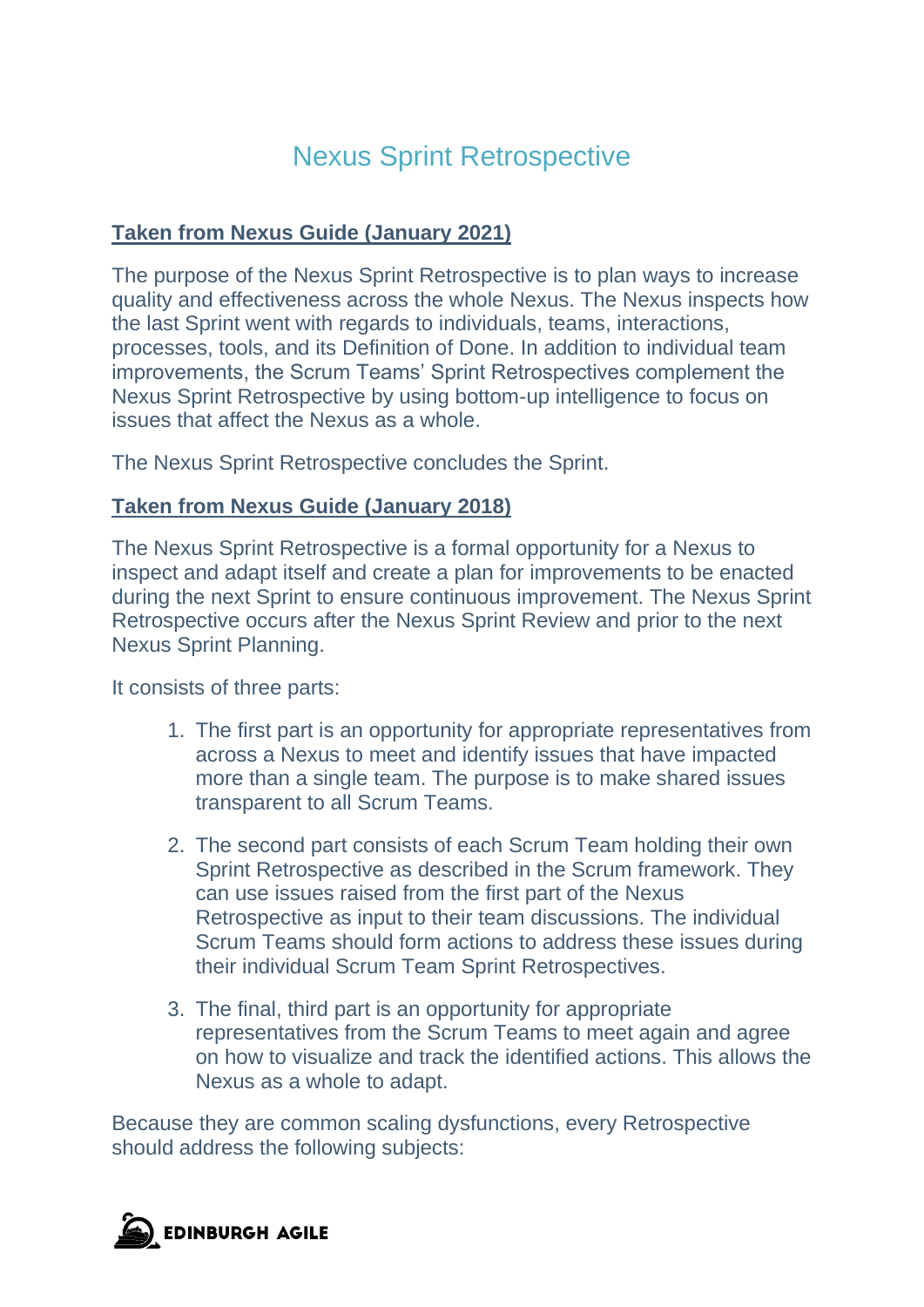# Nexus Sprint Retrospective

**Taken from Nexus Guide (January 2021)**

The purpose of the Nexus Sprint Retrospective is to plan ways to increase quality and effectiveness across the whole Nexus. The Nexus inspects how the last Sprint went with regards to individuals, teams, interactions, processes, tools, and its Definition of Done. In addition to individual team improvements, the Scrum Teams' Sprint Retrospectives complement the Nexus Sprint Retrospective by using bottom-up intelligence to focus on issues that affect the Nexus as a whole.

The Nexus Sprint Retrospective concludes the Sprint.

**Taken from Nexus Guide (January 2018)**

The Nexus Sprint Retrospective is a formal opportunity for a Nexus to inspect and adapt itself and create a plan for improvements to be enacted during the next Sprint to ensure continuous improvement. The Nexus Sprint Retrospective occurs after the Nexus Sprint Review and prior to the next Nexus Sprint Planning.

It consists of three parts:

1. The first part is an opportunity for appropriate representatives from across a Nexus to meet and identify issues that have impacted more than a single team. The purpose is to make shared issues transparent to all Scrum Teams.

2. The second part consists of each Scrum Team holding their own Sprint Retrospective as described in the Scrum framework. They can use issues raised from the first part of the Nexus Retrospective as input to their team discussions. The individual Scrum Teams should form actions to address these issues during their individual Scrum Team Sprint Retrospectives.

3. The final, third part is an opportunity for appropriate representatives from the Scrum Teams to meet again and agree on how to visualize and track the identified actions. This allows the Nexus as a whole to adapt.

Because they are common scaling dysfunctions, every Retrospective should address the following subjects: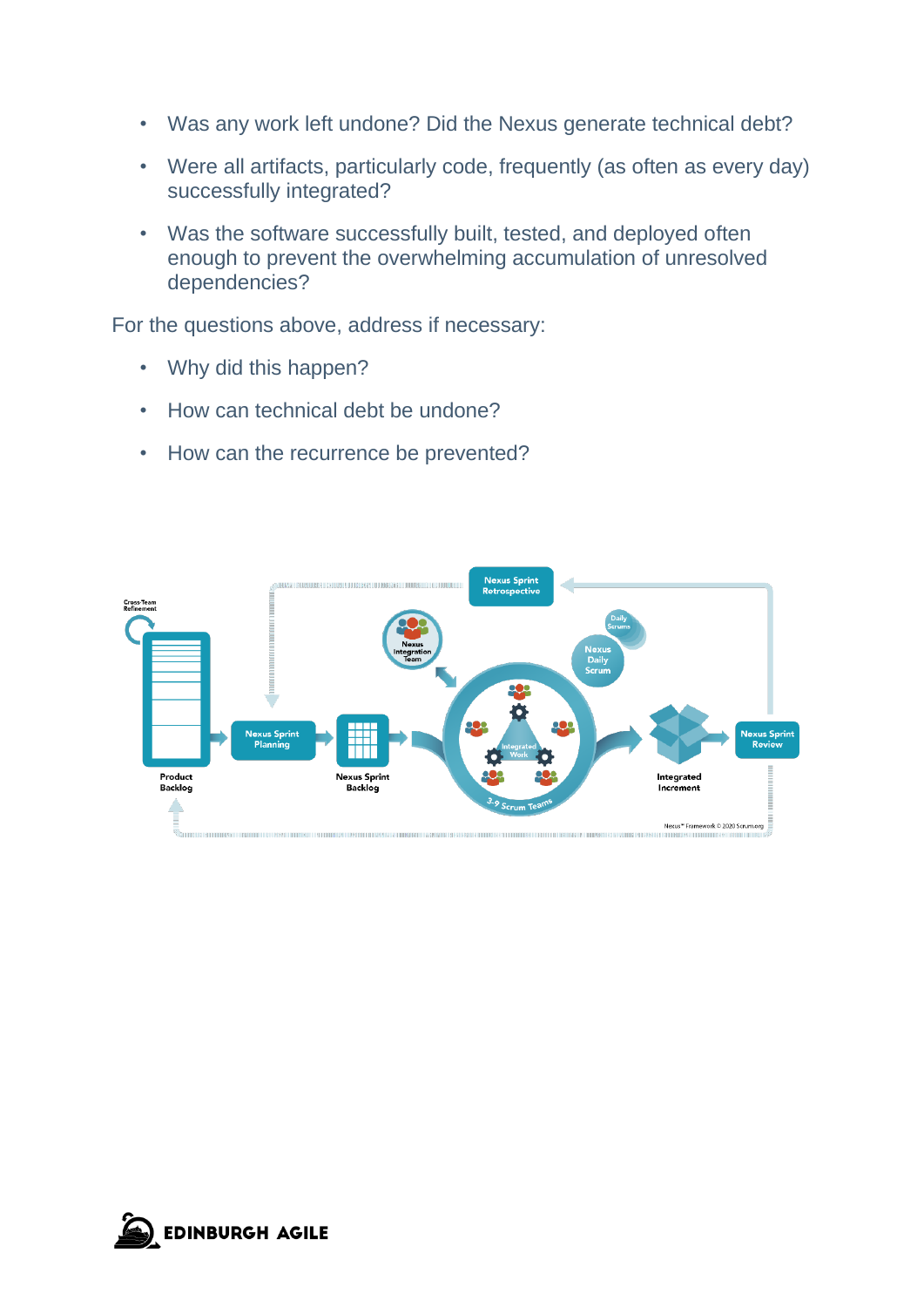- Was any work left undone? Did the Nexus generate technical debt?
- Were all artifacts, particularly code, frequently (as often as every day) successfully integrated?
- Was the software successfully built, tested, and deployed often enough to prevent the overwhelming accumulation of unresolved dependencies?

For the questions above, address if necessary:

- Why did this happen?
- How can technical debt be undone?
- How can the recurrence be prevented?

Cross-Team Refinement

Product Backlog

Nexus Sprint Planning

Nexus Sprint Backlog

Nexus Integration Team

Nexus Sprint Retrospective

Daily Scrums

Nexus Daily Scrum

Integrated Work

3-9 Scrum Teams

Integrated Increment

Nexus Sprint Review

Nexus™ Framework © 2020 Scrum.org